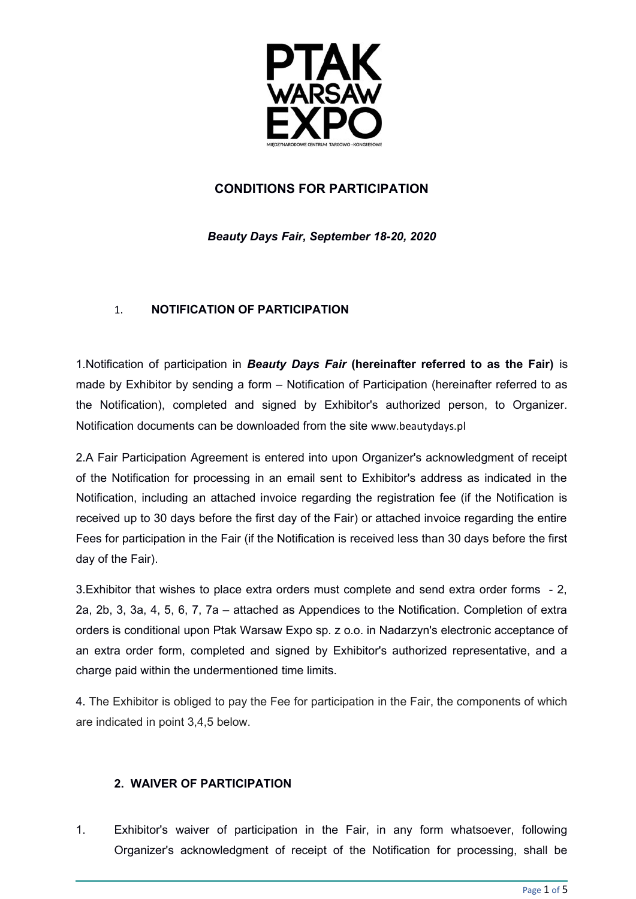# CONDITIONS FOR PARTICIPATION

***Beauty Days Fair, September 18-20, 2020***

## 1. NOTIFICATION OF PARTICIPATION

1.Notification of participation in ***Beauty Days Fair*** **(hereinafter referred to as the Fair)** is made by Exhibitor by sending a form – Notification of Participation (hereinafter referred to as the Notification), completed and signed by Exhibitor's authorized person, to Organizer. Notification documents can be downloaded from the site www.beautydays.pl

2.A Fair Participation Agreement is entered into upon Organizer's acknowledgment of receipt of the Notification for processing in an email sent to Exhibitor's address as indicated in the Notification, including an attached invoice regarding the registration fee (if the Notification is received up to 30 days before the first day of the Fair) or attached invoice regarding the entire Fees for participation in the Fair (if the Notification is received less than 30 days before the first day of the Fair).

3.Exhibitor that wishes to place extra orders must complete and send extra order forms - 2, 2a, 2b, 3, 3a, 4, 5, 6, 7, 7a – attached as Appendices to the Notification. Completion of extra orders is conditional upon Ptak Warsaw Expo sp. z o.o. in Nadarzyn's electronic acceptance of an extra order form, completed and signed by Exhibitor's authorized representative, and a charge paid within the undermentioned time limits.

4. The Exhibitor is obliged to pay the Fee for participation in the Fair, the components of which are indicated in point 3,4,5 below.

## 2. WAIVER OF PARTICIPATION

1. Exhibitor's waiver of participation in the Fair, in any form whatsoever, following Organizer's acknowledgment of receipt of the Notification for processing, shall be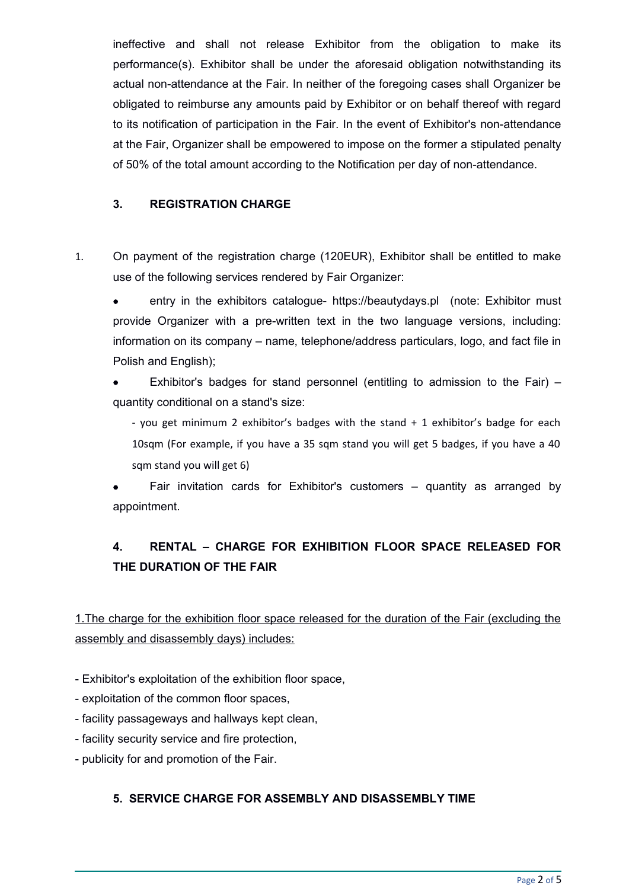ineffective and shall not release Exhibitor from the obligation to make its performance(s). Exhibitor shall be under the aforesaid obligation notwithstanding its actual non-attendance at the Fair. In neither of the foregoing cases shall Organizer be obligated to reimburse any amounts paid by Exhibitor or on behalf thereof with regard to its notification of participation in the Fair. In the event of Exhibitor's non-attendance at the Fair, Organizer shall be empowered to impose on the former a stipulated penalty of 50% of the total amount according to the Notification per day of non-attendance.

## 3. REGISTRATION CHARGE

1. On payment of the registration charge (120EUR), Exhibitor shall be entitled to make use of the following services rendered by Fair Organizer:

- entry in the exhibitors catalogue- https://beautydays.pl (note: Exhibitor must provide Organizer with a pre-written text in the two language versions, including: information on its company – name, telephone/address particulars, logo, and fact file in Polish and English);
- Exhibitor's badges for stand personnel (entitling to admission to the Fair) – quantity conditional on a stand's size:

  - you get minimum 2 exhibitor's badges with the stand + 1 exhibitor's badge for each 10sqm (For example, if you have a 35 sqm stand you will get 5 badges, if you have a 40 sqm stand you will get 6)

- Fair invitation cards for Exhibitor's customers – quantity as arranged by appointment.

## 4. RENTAL – CHARGE FOR EXHIBITION FLOOR SPACE RELEASED FOR THE DURATION OF THE FAIR

<u>1.The charge for the exhibition floor space released for the duration of the Fair (excluding the assembly and disassembly days) includes:</u>

- Exhibitor's exploitation of the exhibition floor space,
- exploitation of the common floor spaces,
- facility passageways and hallways kept clean,
- facility security service and fire protection,
- publicity for and promotion of the Fair.

## 5. SERVICE CHARGE FOR ASSEMBLY AND DISASSEMBLY TIME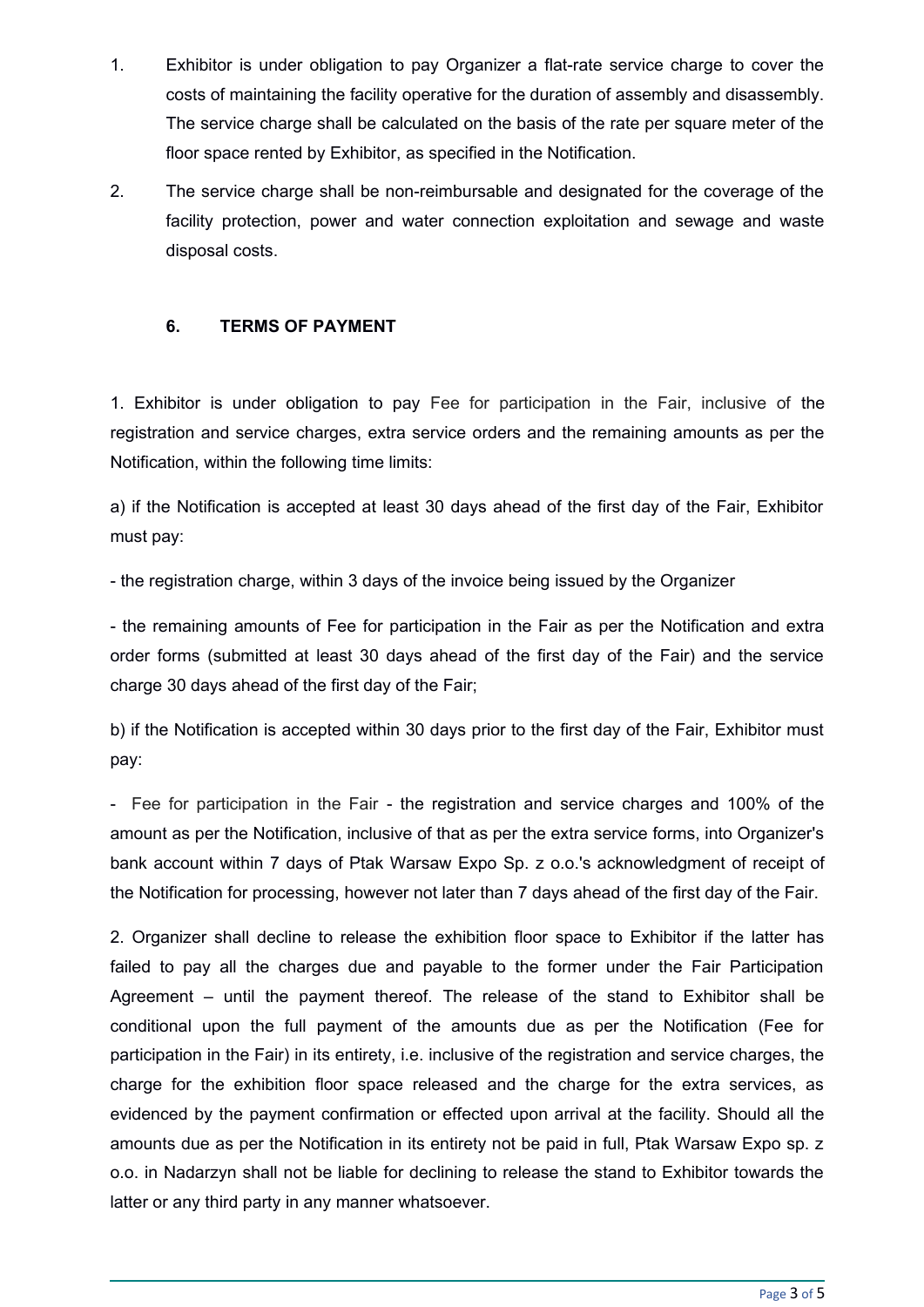1. Exhibitor is under obligation to pay Organizer a flat-rate service charge to cover the costs of maintaining the facility operative for the duration of assembly and disassembly. The service charge shall be calculated on the basis of the rate per square meter of the floor space rented by Exhibitor, as specified in the Notification.
2. The service charge shall be non-reimbursable and designated for the coverage of the facility protection, power and water connection exploitation and sewage and waste disposal costs.

## 6. TERMS OF PAYMENT

1. Exhibitor is under obligation to pay Fee for participation in the Fair, inclusive of the registration and service charges, extra service orders and the remaining amounts as per the Notification, within the following time limits:

a) if the Notification is accepted at least 30 days ahead of the first day of the Fair, Exhibitor must pay:

- the registration charge, within 3 days of the invoice being issued by the Organizer

- the remaining amounts of Fee for participation in the Fair as per the Notification and extra order forms (submitted at least 30 days ahead of the first day of the Fair) and the service charge 30 days ahead of the first day of the Fair;

b) if the Notification is accepted within 30 days prior to the first day of the Fair, Exhibitor must pay:

- Fee for participation in the Fair - the registration and service charges and 100% of the amount as per the Notification, inclusive of that as per the extra service forms, into Organizer's bank account within 7 days of Ptak Warsaw Expo Sp. z o.o.'s acknowledgment of receipt of the Notification for processing, however not later than 7 days ahead of the first day of the Fair.

2. Organizer shall decline to release the exhibition floor space to Exhibitor if the latter has failed to pay all the charges due and payable to the former under the Fair Participation Agreement – until the payment thereof. The release of the stand to Exhibitor shall be conditional upon the full payment of the amounts due as per the Notification (Fee for participation in the Fair) in its entirety, i.e. inclusive of the registration and service charges, the charge for the exhibition floor space released and the charge for the extra services, as evidenced by the payment confirmation or effected upon arrival at the facility. Should all the amounts due as per the Notification in its entirety not be paid in full, Ptak Warsaw Expo sp. z o.o. in Nadarzyn shall not be liable for declining to release the stand to Exhibitor towards the latter or any third party in any manner whatsoever.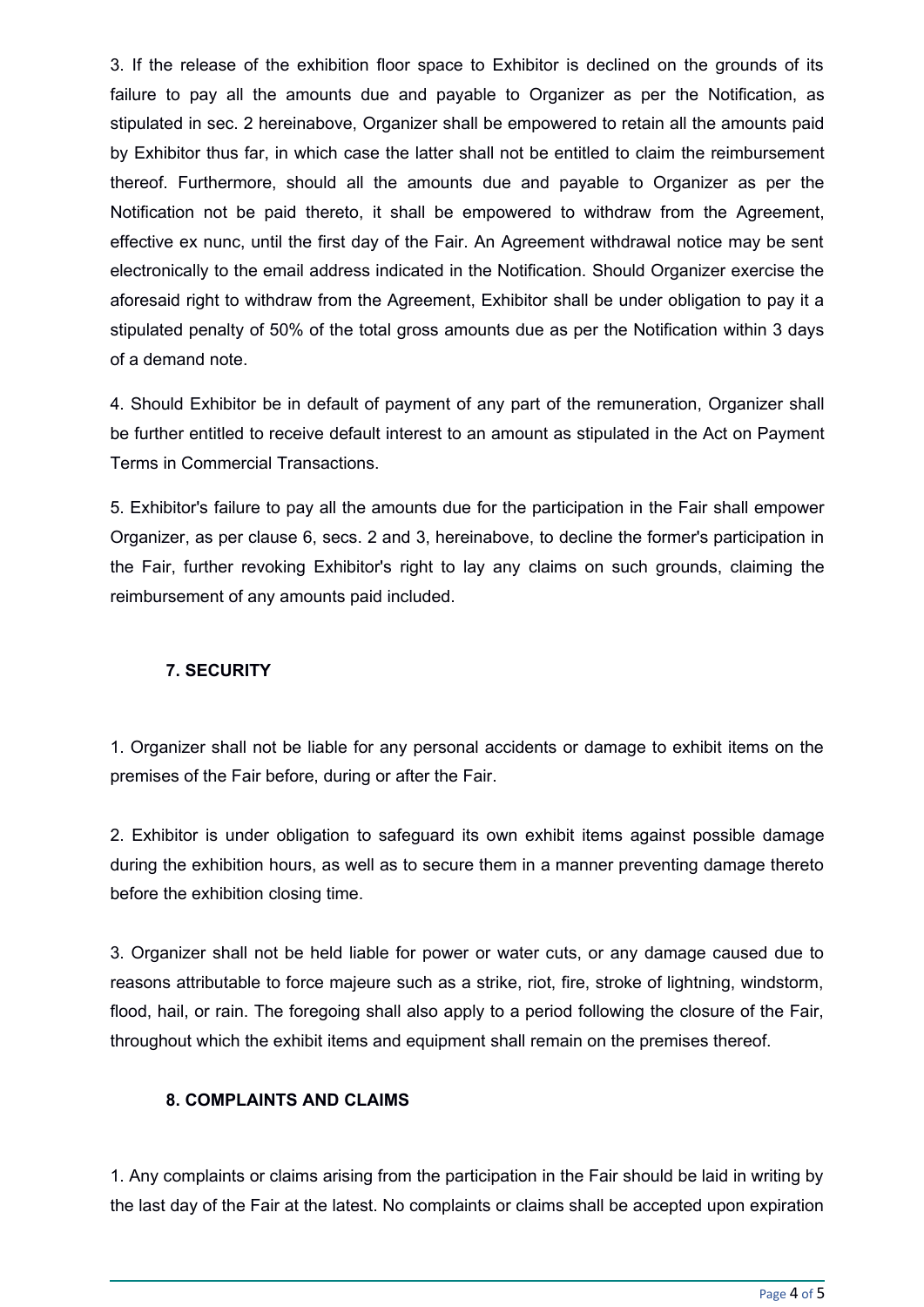3. If the release of the exhibition floor space to Exhibitor is declined on the grounds of its failure to pay all the amounts due and payable to Organizer as per the Notification, as stipulated in sec. 2 hereinabove, Organizer shall be empowered to retain all the amounts paid by Exhibitor thus far, in which case the latter shall not be entitled to claim the reimbursement thereof. Furthermore, should all the amounts due and payable to Organizer as per the Notification not be paid thereto, it shall be empowered to withdraw from the Agreement, effective ex nunc, until the first day of the Fair. An Agreement withdrawal notice may be sent electronically to the email address indicated in the Notification. Should Organizer exercise the aforesaid right to withdraw from the Agreement, Exhibitor shall be under obligation to pay it a stipulated penalty of 50% of the total gross amounts due as per the Notification within 3 days of a demand note.

4. Should Exhibitor be in default of payment of any part of the remuneration, Organizer shall be further entitled to receive default interest to an amount as stipulated in the Act on Payment Terms in Commercial Transactions.

5. Exhibitor's failure to pay all the amounts due for the participation in the Fair shall empower Organizer, as per clause 6, secs. 2 and 3, hereinabove, to decline the former's participation in the Fair, further revoking Exhibitor's right to lay any claims on such grounds, claiming the reimbursement of any amounts paid included.

## 7. SECURITY

1. Organizer shall not be liable for any personal accidents or damage to exhibit items on the premises of the Fair before, during or after the Fair.

2. Exhibitor is under obligation to safeguard its own exhibit items against possible damage during the exhibition hours, as well as to secure them in a manner preventing damage thereto before the exhibition closing time.

3. Organizer shall not be held liable for power or water cuts, or any damage caused due to reasons attributable to force majeure such as a strike, riot, fire, stroke of lightning, windstorm, flood, hail, or rain. The foregoing shall also apply to a period following the closure of the Fair, throughout which the exhibit items and equipment shall remain on the premises thereof.

## 8. COMPLAINTS AND CLAIMS

1. Any complaints or claims arising from the participation in the Fair should be laid in writing by the last day of the Fair at the latest. No complaints or claims shall be accepted upon expiration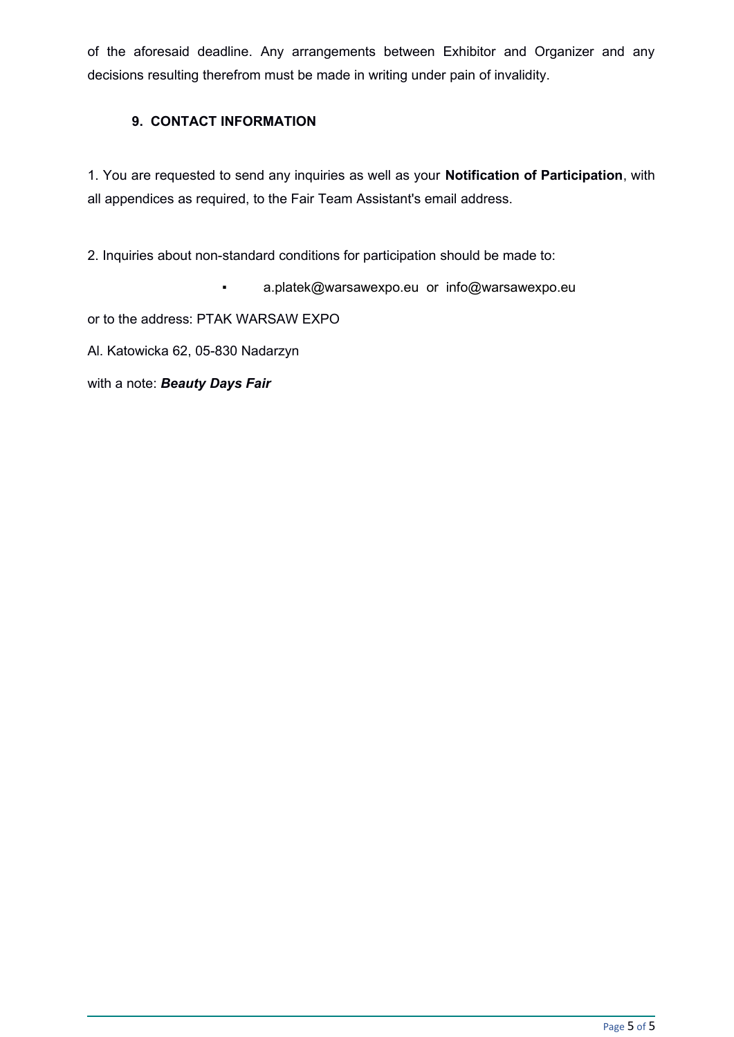of the aforesaid deadline. Any arrangements between Exhibitor and Organizer and any decisions resulting therefrom must be made in writing under pain of invalidity.

## 9. CONTACT INFORMATION

1. You are requested to send any inquiries as well as your **Notification of Participation**, with all appendices as required, to the Fair Team Assistant's email address.

2. Inquiries about non-standard conditions for participation should be made to:

- a.platek@warsawexpo.eu or info@warsawexpo.eu

or to the address: PTAK WARSAW EXPO

Al. Katowicka 62, 05-830 Nadarzyn

with a note: ***Beauty Days Fair***